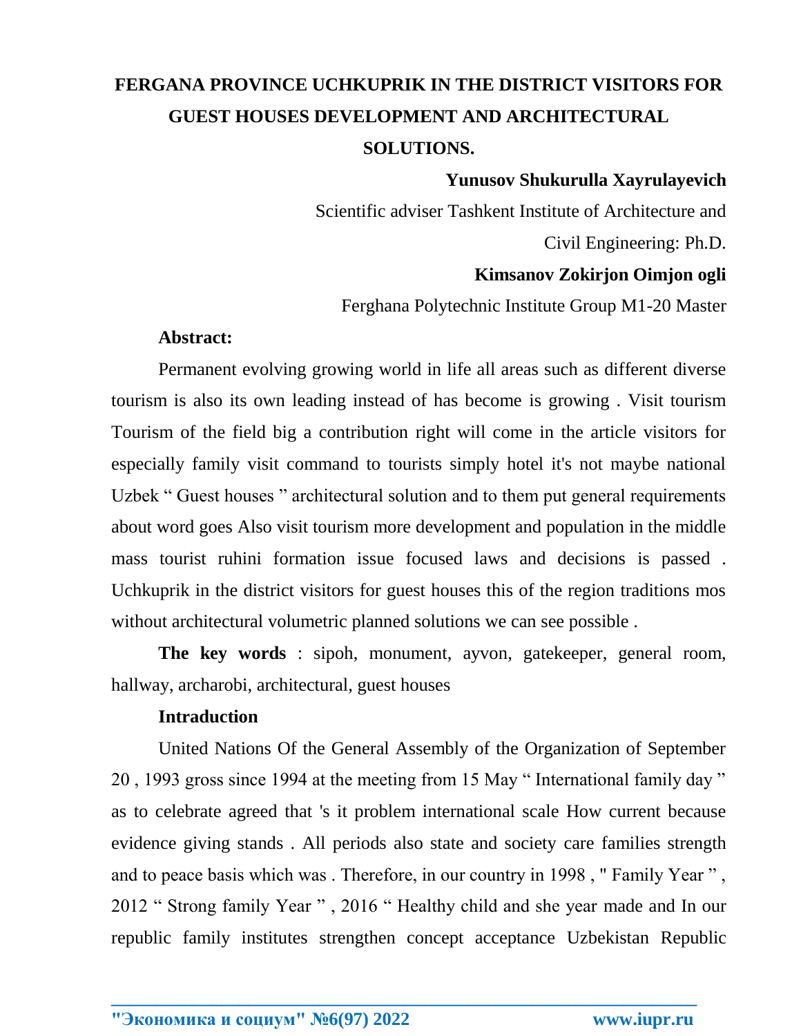# FERGANA PROVINCE UCHKUPRIK IN THE DISTRICT VISITORS FOR GUEST HOUSES DEVELOPMENT AND ARCHITECTURAL SOLUTIONS.

**Yunusov Shukurulla Xayrulayevich**

Scientific adviser Tashkent Institute of Architecture and Civil Engineering: Ph.D.

**Kimsanov Zokirjon Oimjon ogli**

Ferghana Polytechnic Institute Group M1-20 Master

**Abstract:**

Permanent evolving growing world in life all areas such as different diverse tourism is also its own leading instead of has become is growing . Visit tourism Tourism of the field big a contribution right will come in the article visitors for especially family visit command to tourists simply hotel it's not maybe national Uzbek " Guest houses " architectural solution and to them put general requirements about word goes Also visit tourism more development and population in the middle mass tourist ruhini formation issue focused laws and decisions is passed . Uchkuprik in the district visitors for guest houses this of the region traditions mos without architectural volumetric planned solutions we can see possible .

**The key words** : sipoh, monument, ayvon, gatekeeper, general room, hallway, archarobi, architectural, guest houses

**Intraduction**

United Nations Of the General Assembly of the Organization of September 20 , 1993 gross since 1994 at the meeting from 15 May " International family day " as to celebrate agreed that 's it problem international scale How current because evidence giving stands . All periods also state and society care families strength and to peace basis which was . Therefore, in our country in 1998 , " Family Year " , 2012 " Strong family Year " , 2016 " Healthy child and she year made and In our republic family institutes strengthen concept acceptance Uzbekistan Republic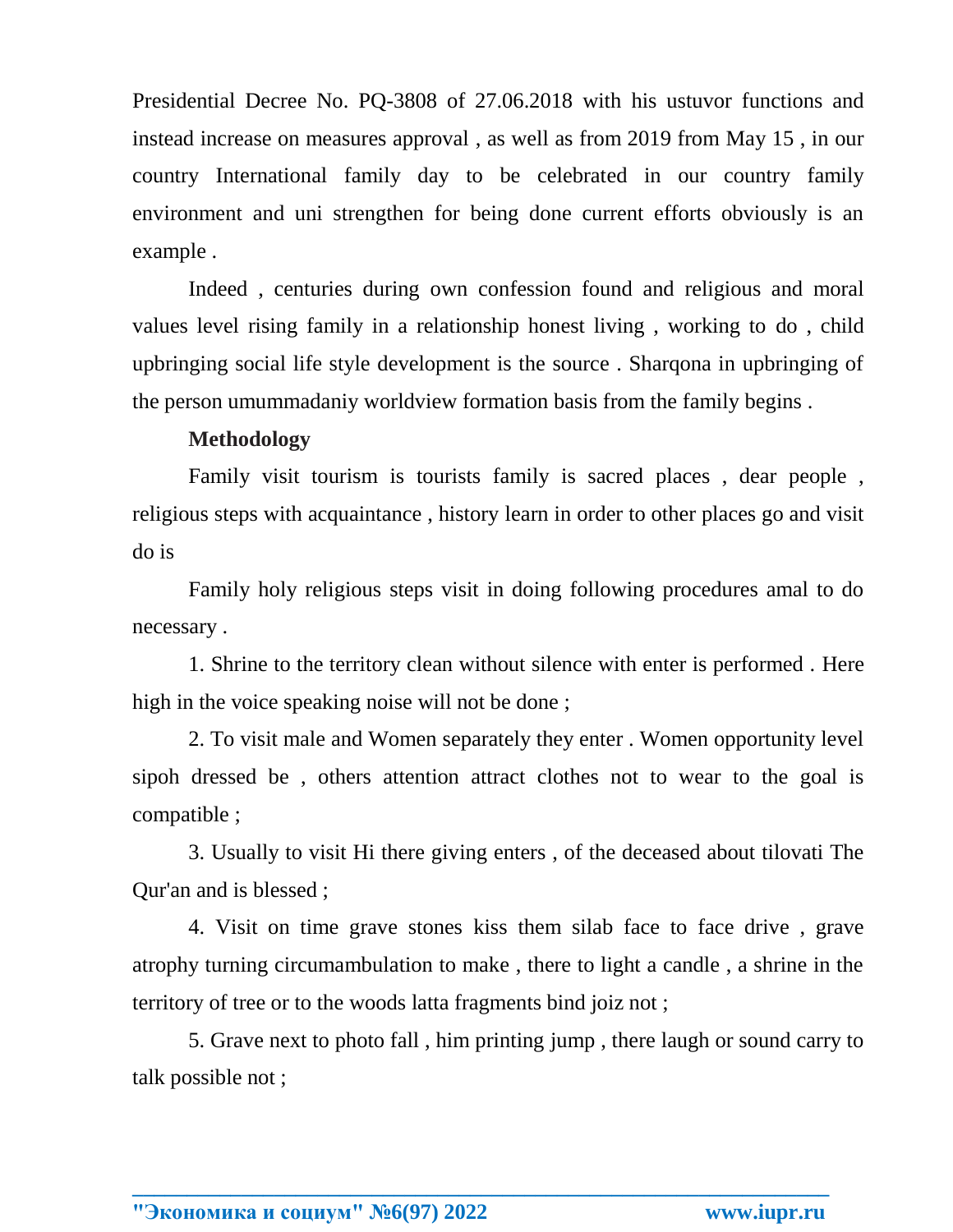Presidential Decree No. PQ-3808 of 27.06.2018 with his ustuvor functions and instead increase on measures approval , as well as from 2019 from May 15 , in our country International family day to be celebrated in our country family environment and uni strengthen for being done current efforts obviously is an example .

Indeed , centuries during own confession found and religious and moral values level rising family in a relationship honest living , working to do , child upbringing social life style development is the source . Sharqona in upbringing of the person umummadaniy worldview formation basis from the family begins .

**Methodology**

Family visit tourism is tourists family is sacred places , dear people , religious steps with acquaintance , history learn in order to other places go and visit do is

Family holy religious steps visit in doing following procedures amal to do necessary .

1. Shrine to the territory clean without silence with enter is performed . Here high in the voice speaking noise will not be done ;

2. To visit male and Women separately they enter . Women opportunity level sipoh dressed be , others attention attract clothes not to wear to the goal is compatible ;

3. Usually to visit Hi there giving enters , of the deceased about tilovati The Qur'an and is blessed ;

4. Visit on time grave stones kiss them silab face to face drive , grave atrophy turning circumambulation to make , there to light a candle , a shrine in the territory of tree or to the woods latta fragments bind joiz not ;

5. Grave next to photo fall , him printing jump , there laugh or sound carry to talk possible not ;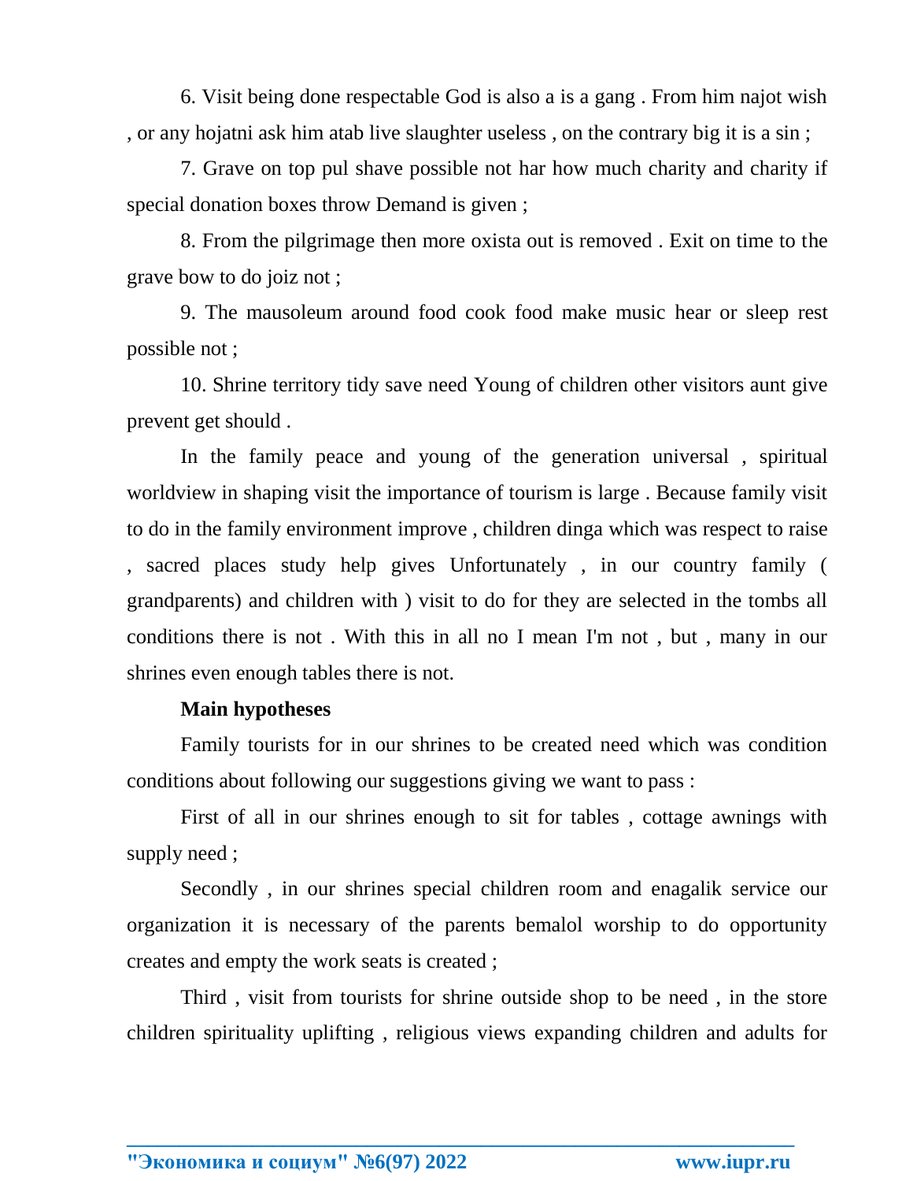6. Visit being done respectable God is also a is a gang . From him najot wish , or any hojatni ask him atab live slaughter useless , on the contrary big it is a sin ;

7. Grave on top pul shave possible not har how much charity and charity if special donation boxes throw Demand is given ;

8. From the pilgrimage then more oxista out is removed . Exit on time to the grave bow to do joiz not ;

9. The mausoleum around food cook food make music hear or sleep rest possible not ;

10. Shrine territory tidy save need Young of children other visitors aunt give prevent get should .

In the family peace and young of the generation universal , spiritual worldview in shaping visit the importance of tourism is large . Because family visit to do in the family environment improve , children dinga which was respect to raise , sacred places study help gives Unfortunately , in our country family ( grandparents) and children with ) visit to do for they are selected in the tombs all conditions there is not . With this in all no I mean I'm not , but , many in our shrines even enough tables there is not.

**Main hypotheses**

Family tourists for in our shrines to be created need which was condition conditions about following our suggestions giving we want to pass :

First of all in our shrines enough to sit for tables , cottage awnings with supply need ;

Secondly , in our shrines special children room and enagalik service our organization it is necessary of the parents bemalol worship to do opportunity creates and empty the work seats is created ;

Third , visit from tourists for shrine outside shop to be need , in the store children spirituality uplifting , religious views expanding children and adults for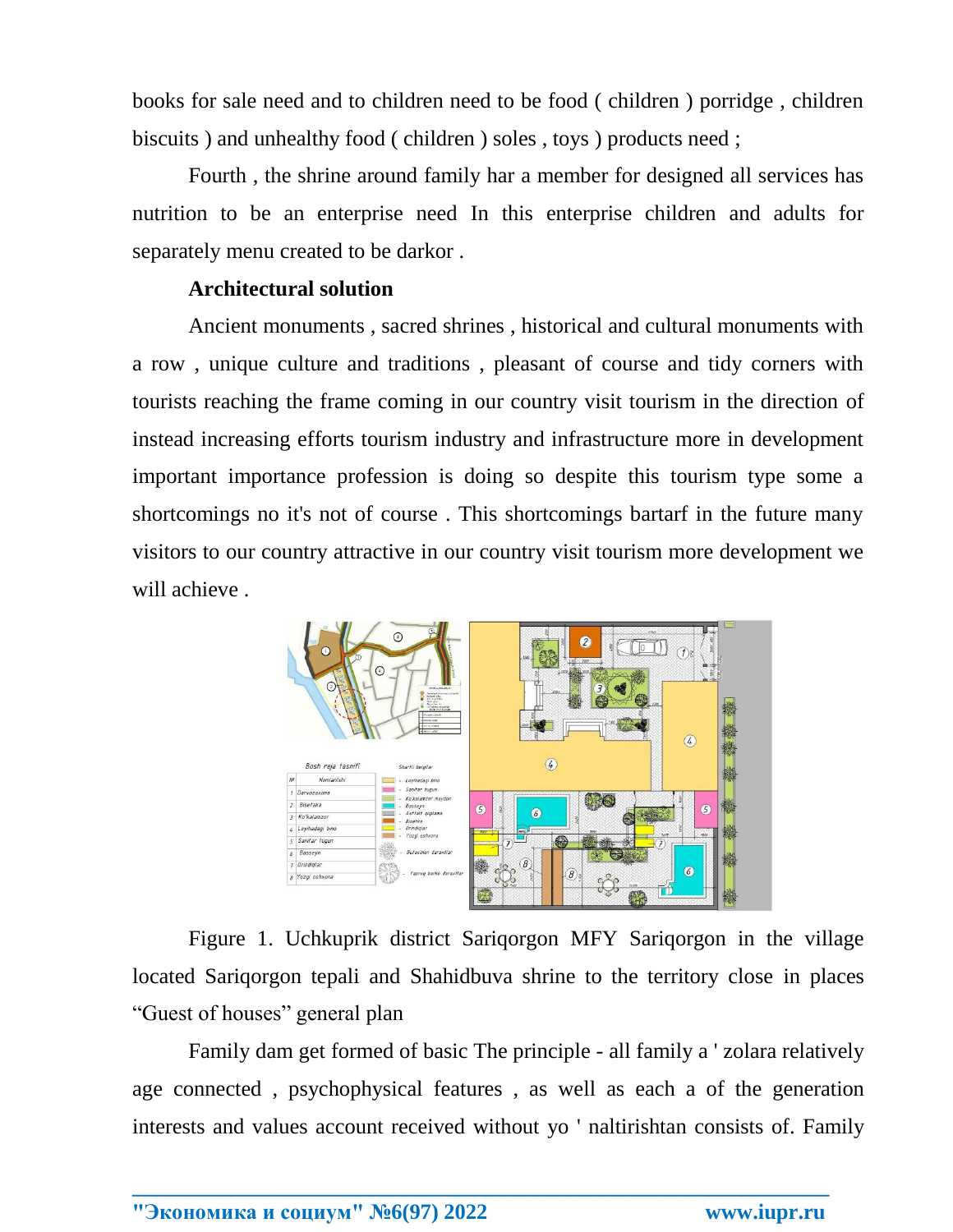books for sale need and to children need to be food ( children ) porridge , children biscuits ) and unhealthy food ( children ) soles , toys ) products need ;

Fourth , the shrine around family har a member for designed all services has nutrition to be an enterprise need In this enterprise children and adults for separately menu created to be darkor .

**Architectural solution**

Ancient monuments , sacred shrines , historical and cultural monuments with a row , unique culture and traditions , pleasant of course and tidy corners with tourists reaching the frame coming in our country visit tourism in the direction of instead increasing efforts tourism industry and infrastructure more in development important importance profession is doing so despite this tourism type some a shortcomings no it's not of course . This shortcomings bartarf in the future many visitors to our country attractive in our country visit tourism more development we will achieve .

Figure 1. Uchkuprik district Sariqorgon MFY Sariqorgon in the village located Sariqorgon tepali and Shahidbuva shrine to the territory close in places "Guest of houses" general plan

Family dam get formed of basic The principle - all family a ' zolara relatively age connected , psychophysical features , as well as each a of the generation interests and values account received without yo ' naltirishtan consists of. Family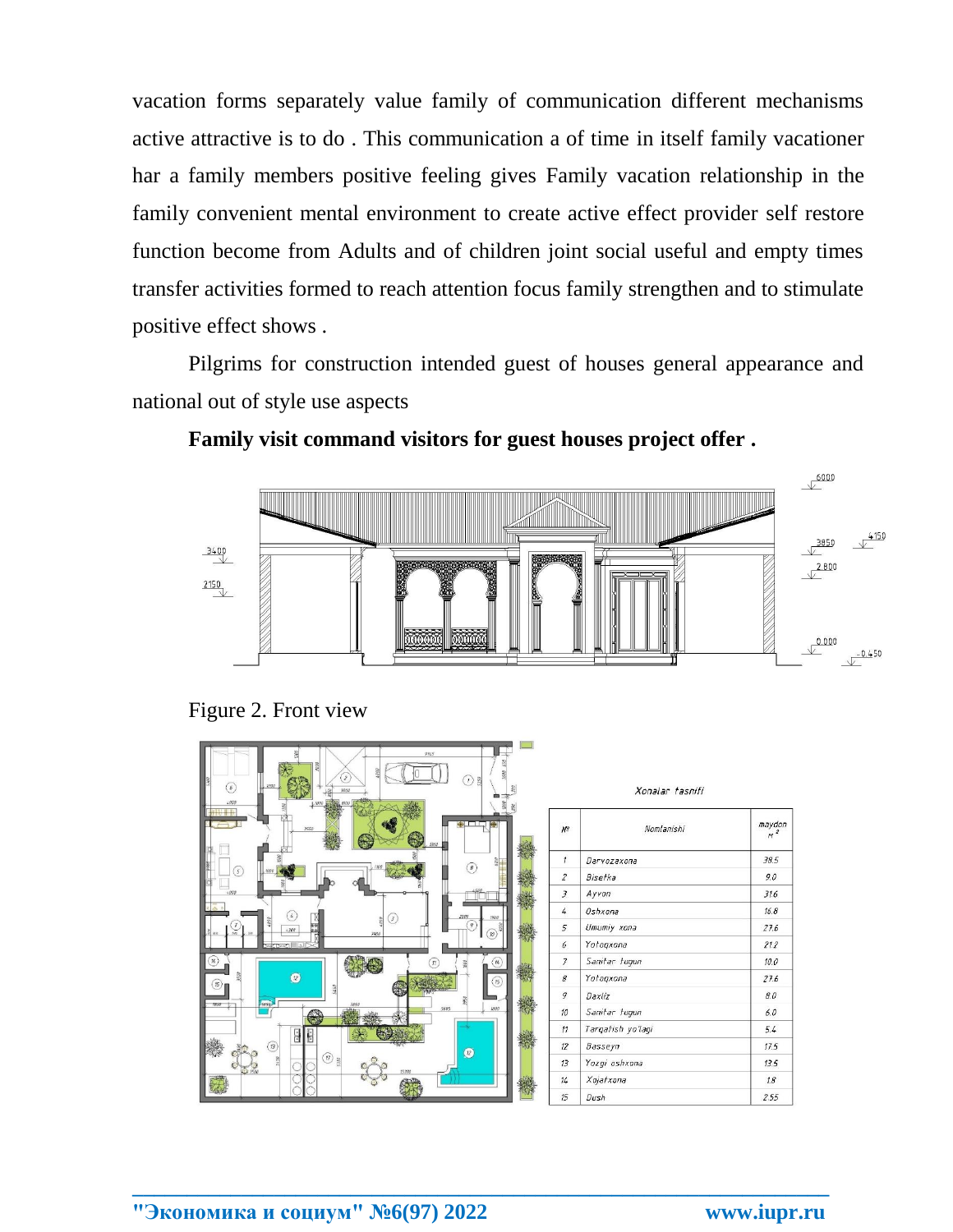vacation forms separately value family of communication different mechanisms active attractive is to do . This communication a of time in itself family vacationer har a family members positive feeling gives Family vacation relationship in the family convenient mental environment to create active effect provider self restore function become from Adults and of children joint social useful and empty times transfer activities formed to reach attention focus family strengthen and to stimulate positive effect shows .

Pilgrims for construction intended guest of houses general appearance and national out of style use aspects

**Family visit command visitors for guest houses project offer .**

Figure 2. Front view

Xonalar tasnifi

| № | Nomlanishi | maydon m² |
|---|---|---|
| 1 | Darvozaxona | 38.5 |
| 2 | Bisetka | 9.0 |
| 3 | Ayvon | 31.6 |
| 4 | Oshxona | 16.8 |
| 5 | Umumiy xona | 27.6 |
| 6 | Yotoqxona | 21.2 |
| 7 | Sanitar tugun | 10.0 |
| 8 | Yotoqxona | 27.6 |
| 9 | Daxliz | 8.0 |
| 10 | Sanitar tugun | 6.0 |
| 11 | Tarqatish yo'lagi | 5.4 |
| 12 | Basseyn | 17.5 |
| 13 | Yozgi oshxona | 13.5 |
| 14 | Xojatxona | 1.8 |
| 15 | Dush | 2.55 |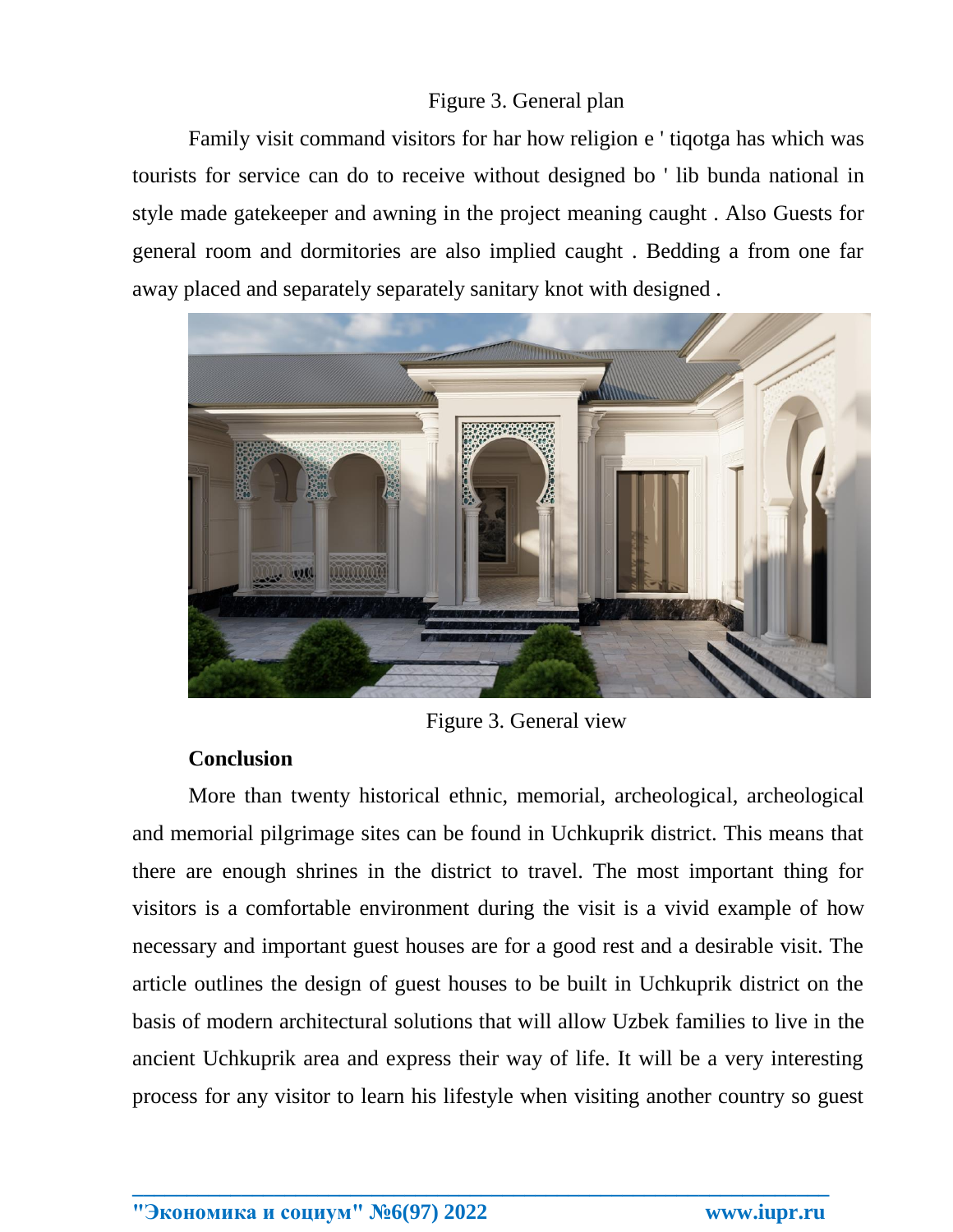Figure 3. General plan

Family visit command visitors for har how religion e ' tiqotga has which was tourists for service can do to receive without designed bo ' lib bunda national in style made gatekeeper and awning in the project meaning caught . Also Guests for general room and dormitories are also implied caught . Bedding a from one far away placed and separately separately sanitary knot with designed .

Figure 3. General view

**Conclusion**

More than twenty historical ethnic, memorial, archeological, archeological and memorial pilgrimage sites can be found in Uchkuprik district. This means that there are enough shrines in the district to travel. The most important thing for visitors is a comfortable environment during the visit is a vivid example of how necessary and important guest houses are for a good rest and a desirable visit. The article outlines the design of guest houses to be built in Uchkuprik district on the basis of modern architectural solutions that will allow Uzbek families to live in the ancient Uchkuprik area and express their way of life. It will be a very interesting process for any visitor to learn his lifestyle when visiting another country so guest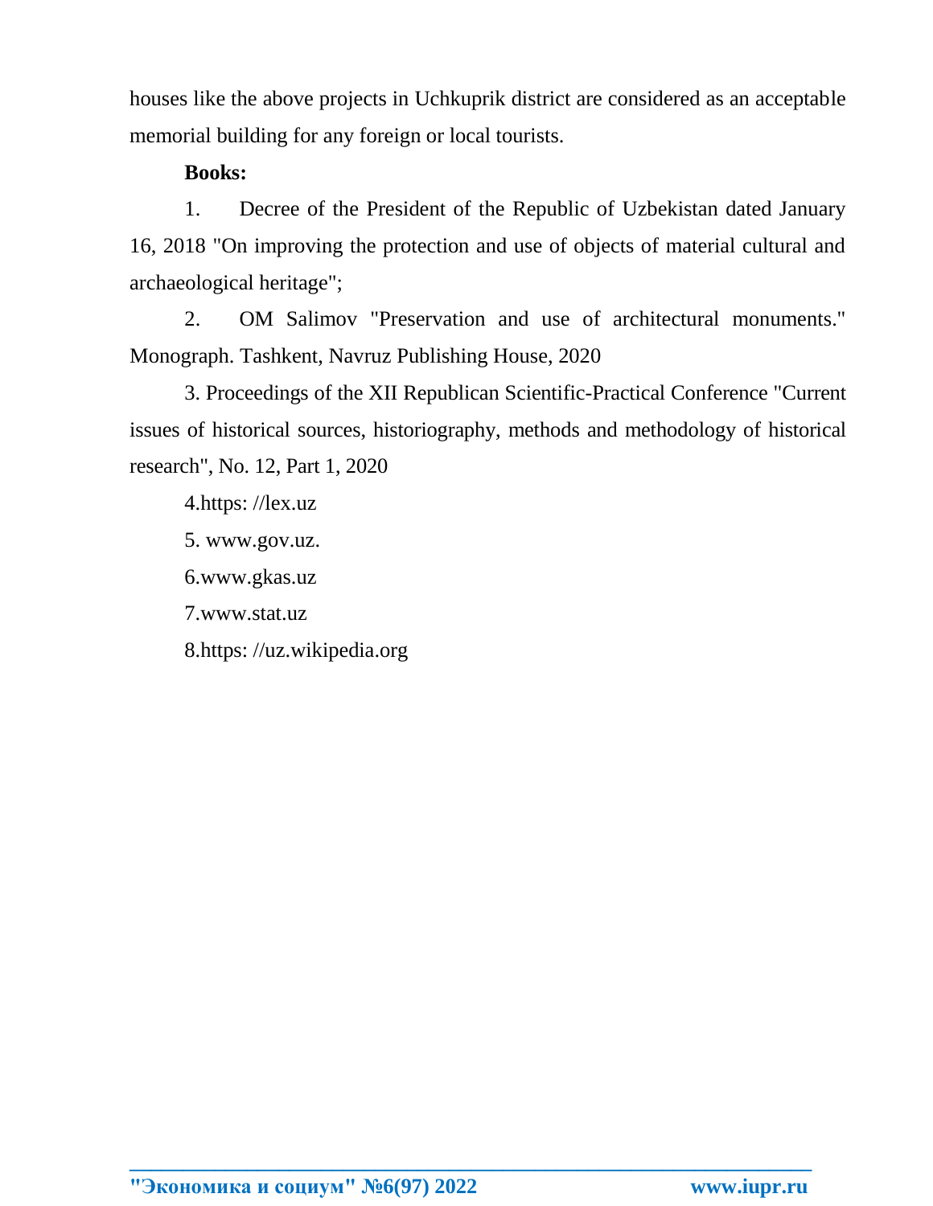houses like the above projects in Uchkuprik district are considered as an acceptable memorial building for any foreign or local tourists.

**Books:**

1. Decree of the President of the Republic of Uzbekistan dated January 16, 2018 "On improving the protection and use of objects of material cultural and archaeological heritage";

2. OM Salimov "Preservation and use of architectural monuments." Monograph. Tashkent, Navruz Publishing House, 2020

3. Proceedings of the XII Republican Scientific-Practical Conference "Current issues of historical sources, historiography, methods and methodology of historical research", No. 12, Part 1, 2020

4.https: //lex.uz

5. www.gov.uz.

6.www.gkas.uz

7.www.stat.uz

8.https: //uz.wikipedia.org